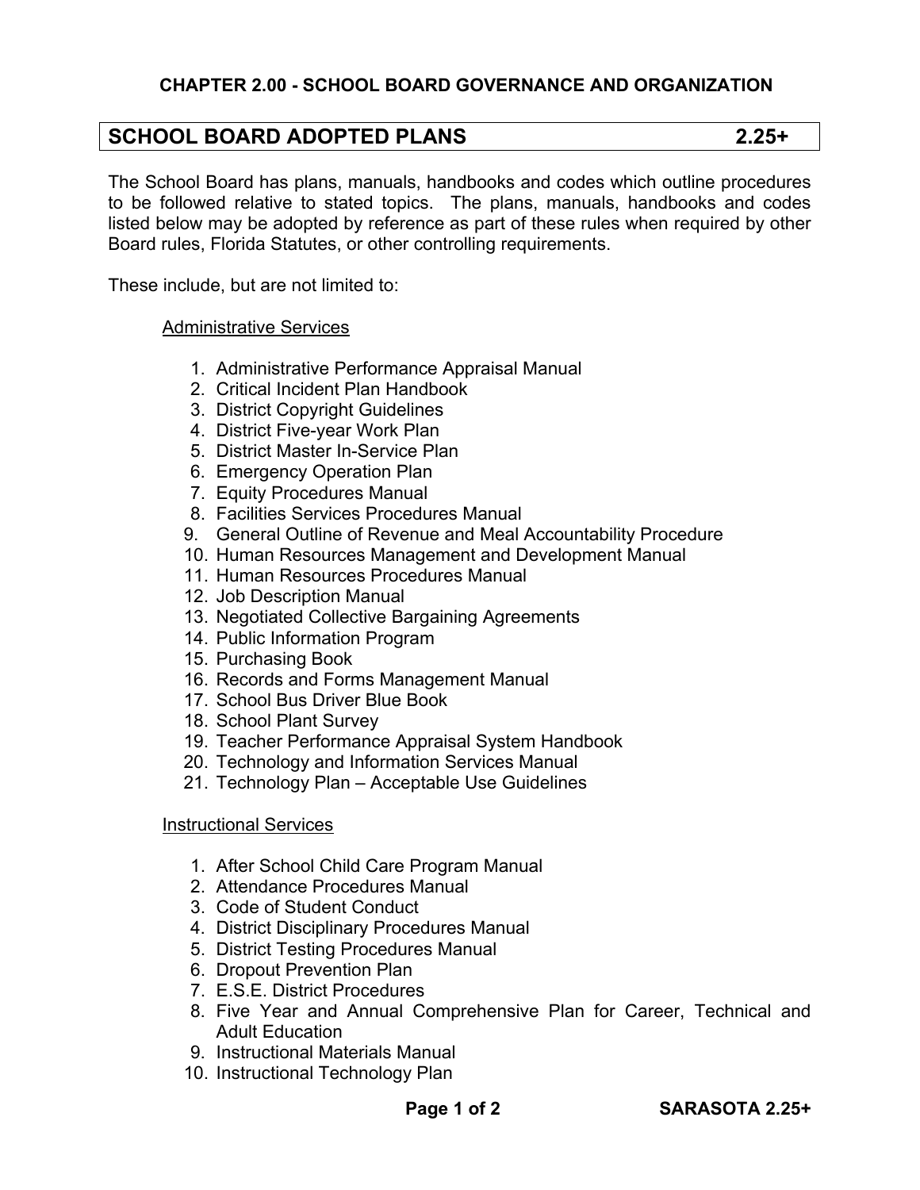## CHAPTER 2.00 - SCHOOL BOARD GOVERNANCE AND ORGANIZATION

# SCHOOL BOARD ADOPTED PLANS 2.25+

The School Board has plans, manuals, handbooks and codes which outline procedures to be followed relative to stated topics. The plans, manuals, handbooks and codes listed below may be adopted by reference as part of these rules when required by other Board rules, Florida Statutes, or other controlling requirements.

These include, but are not limited to:

<u>Administrative Services</u>

1. Administrative Performance Appraisal Manual
2. Critical Incident Plan Handbook
3. District Copyright Guidelines
4. District Five-year Work Plan
5. District Master In-Service Plan
6. Emergency Operation Plan
7. Equity Procedures Manual
8. Facilities Services Procedures Manual
9. General Outline of Revenue and Meal Accountability Procedure
10. Human Resources Management and Development Manual
11. Human Resources Procedures Manual
12. Job Description Manual
13. Negotiated Collective Bargaining Agreements
14. Public Information Program
15. Purchasing Book
16. Records and Forms Management Manual
17. School Bus Driver Blue Book
18. School Plant Survey
19. Teacher Performance Appraisal System Handbook
20. Technology and Information Services Manual
21. Technology Plan – Acceptable Use Guidelines

<u>Instructional Services</u>

1. After School Child Care Program Manual
2. Attendance Procedures Manual
3. Code of Student Conduct
4. District Disciplinary Procedures Manual
5. District Testing Procedures Manual
6. Dropout Prevention Plan
7. E.S.E. District Procedures
8. Five Year and Annual Comprehensive Plan for Career, Technical and Adult Education
9. Instructional Materials Manual
10. Instructional Technology Plan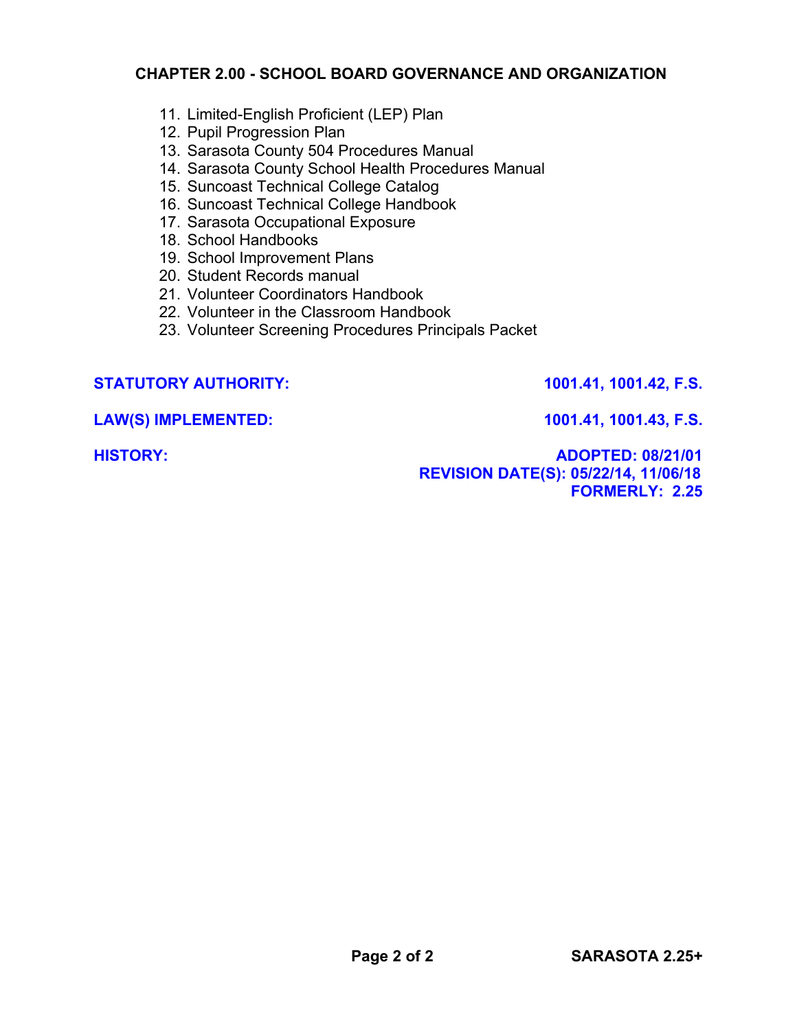11. Limited-English Proficient (LEP) Plan
12. Pupil Progression Plan
13. Sarasota County 504 Procedures Manual
14. Sarasota County School Health Procedures Manual
15. Suncoast Technical College Catalog
16. Suncoast Technical College Handbook
17. Sarasota Occupational Exposure
18. School Handbooks
19. School Improvement Plans
20. Student Records manual
21. Volunteer Coordinators Handbook
22. Volunteer in the Classroom Handbook
23. Volunteer Screening Procedures Principals Packet

**STATUTORY AUTHORITY:** **1001.41, 1001.42, F.S.**

**LAW(S) IMPLEMENTED:** **1001.41, 1001.43, F.S.**

**HISTORY:**
**ADOPTED: 08/21/01**
**REVISION DATE(S): 05/22/14, 11/06/18**
**FORMERLY: 2.25**